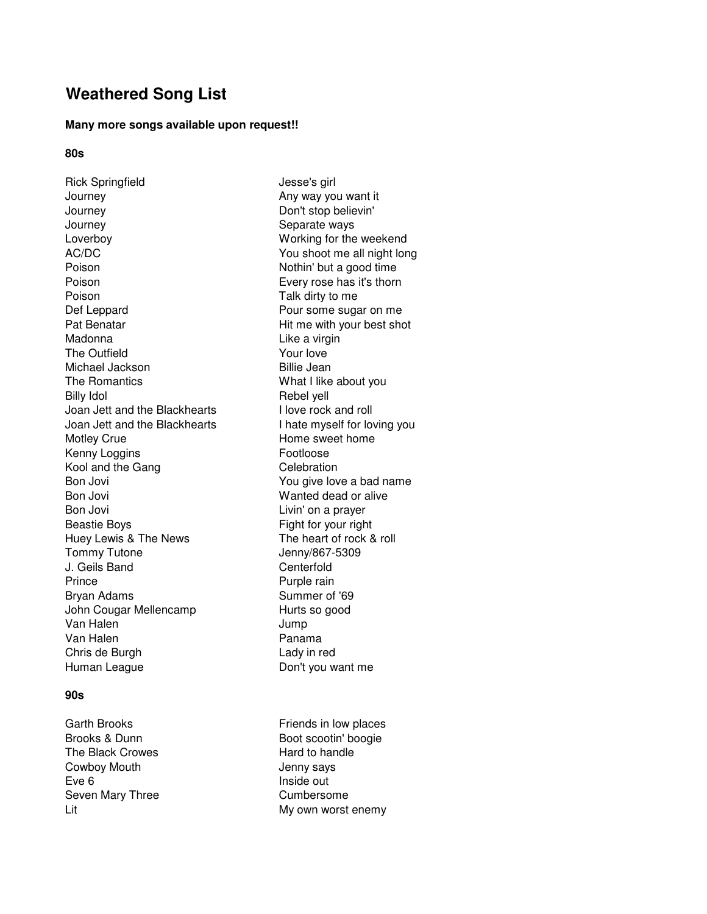# Weathered Song List

**Many more songs available upon request!!**

### 80s

| Artist | Song |
|---|---|
| Rick Springfield | Jesse's girl |
| Journey | Any way you want it |
| Journey | Don't stop believin' |
| Journey | Separate ways |
| Loverboy | Working for the weekend |
| AC/DC | You shoot me all night long |
| Poison | Nothin' but a good time |
| Poison | Every rose has it's thorn |
| Poison | Talk dirty to me |
| Def Leppard | Pour some sugar on me |
| Pat Benatar | Hit me with your best shot |
| Madonna | Like a virgin |
| The Outfield | Your love |
| Michael Jackson | Billie Jean |
| The Romantics | What I like about you |
| Billy Idol | Rebel yell |
| Joan Jett and the Blackhearts | I love rock and roll |
| Joan Jett and the Blackhearts | I hate myself for loving you |
| Motley Crue | Home sweet home |
| Kenny Loggins | Footloose |
| Kool and the Gang | Celebration |
| Bon Jovi | You give love a bad name |
| Bon Jovi | Wanted dead or alive |
| Bon Jovi | Livin' on a prayer |
| Beastie Boys | Fight for your right |
| Huey Lewis & The News | The heart of rock & roll |
| Tommy Tutone | Jenny/867-5309 |
| J. Geils Band | Centerfold |
| Prince | Purple rain |
| Bryan Adams | Summer of '69 |
| John Cougar Mellencamp | Hurts so good |
| Van Halen | Jump |
| Van Halen | Panama |
| Chris de Burgh | Lady in red |
| Human League | Don't you want me |

### 90s

| Artist | Song |
|---|---|
| Garth Brooks | Friends in low places |
| Brooks & Dunn | Boot scootin' boogie |
| The Black Crowes | Hard to handle |
| Cowboy Mouth | Jenny says |
| Eve 6 | Inside out |
| Seven Mary Three | Cumbersome |
| Lit | My own worst enemy |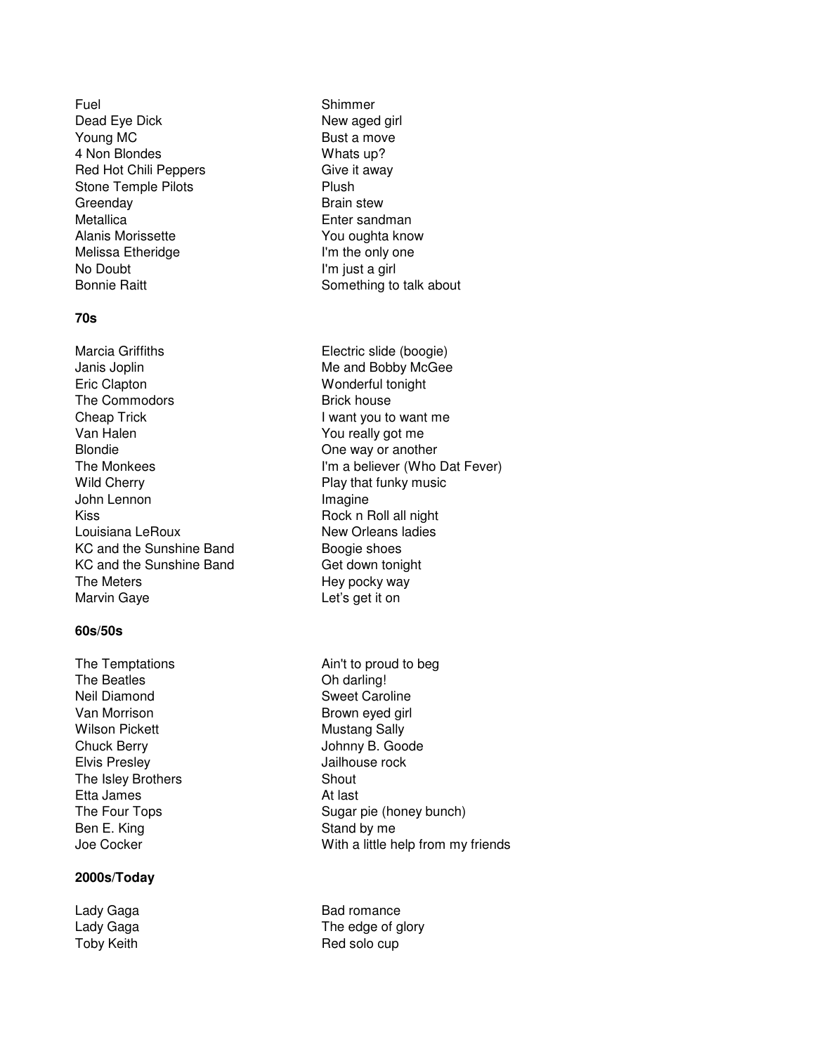| | |
|---|---|
| Fuel | Shimmer |
| Dead Eye Dick | New aged girl |
| Young MC | Bust a move |
| 4 Non Blondes | Whats up? |
| Red Hot Chili Peppers | Give it away |
| Stone Temple Pilots | Plush |
| Greenday | Brain stew |
| Metallica | Enter sandman |
| Alanis Morissette | You oughta know |
| Melissa Etheridge | I'm the only one |
| No Doubt | I'm just a girl |
| Bonnie Raitt | Something to talk about |

**70s**

| | |
|---|---|
| Marcia Griffiths | Electric slide (boogie) |
| Janis Joplin | Me and Bobby McGee |
| Eric Clapton | Wonderful tonight |
| The Commodors | Brick house |
| Cheap Trick | I want you to want me |
| Van Halen | You really got me |
| Blondie | One way or another |
| The Monkees | I'm a believer (Who Dat Fever) |
| Wild Cherry | Play that funky music |
| John Lennon | Imagine |
| Kiss | Rock n Roll all night |
| Louisiana LeRoux | New Orleans ladies |
| KC and the Sunshine Band | Boogie shoes |
| KC and the Sunshine Band | Get down tonight |
| The Meters | Hey pocky way |
| Marvin Gaye | Let's get it on |

**60s/50s**

| | |
|---|---|
| The Temptations | Ain't to proud to beg |
| The Beatles | Oh darling! |
| Neil Diamond | Sweet Caroline |
| Van Morrison | Brown eyed girl |
| Wilson Pickett | Mustang Sally |
| Chuck Berry | Johnny B. Goode |
| Elvis Presley | Jailhouse rock |
| The Isley Brothers | Shout |
| Etta James | At last |
| The Four Tops | Sugar pie (honey bunch) |
| Ben E. King | Stand by me |
| Joe Cocker | With a little help from my friends |

**2000s/Today**

| | |
|---|---|
| Lady Gaga | Bad romance |
| Lady Gaga | The edge of glory |
| Toby Keith | Red solo cup |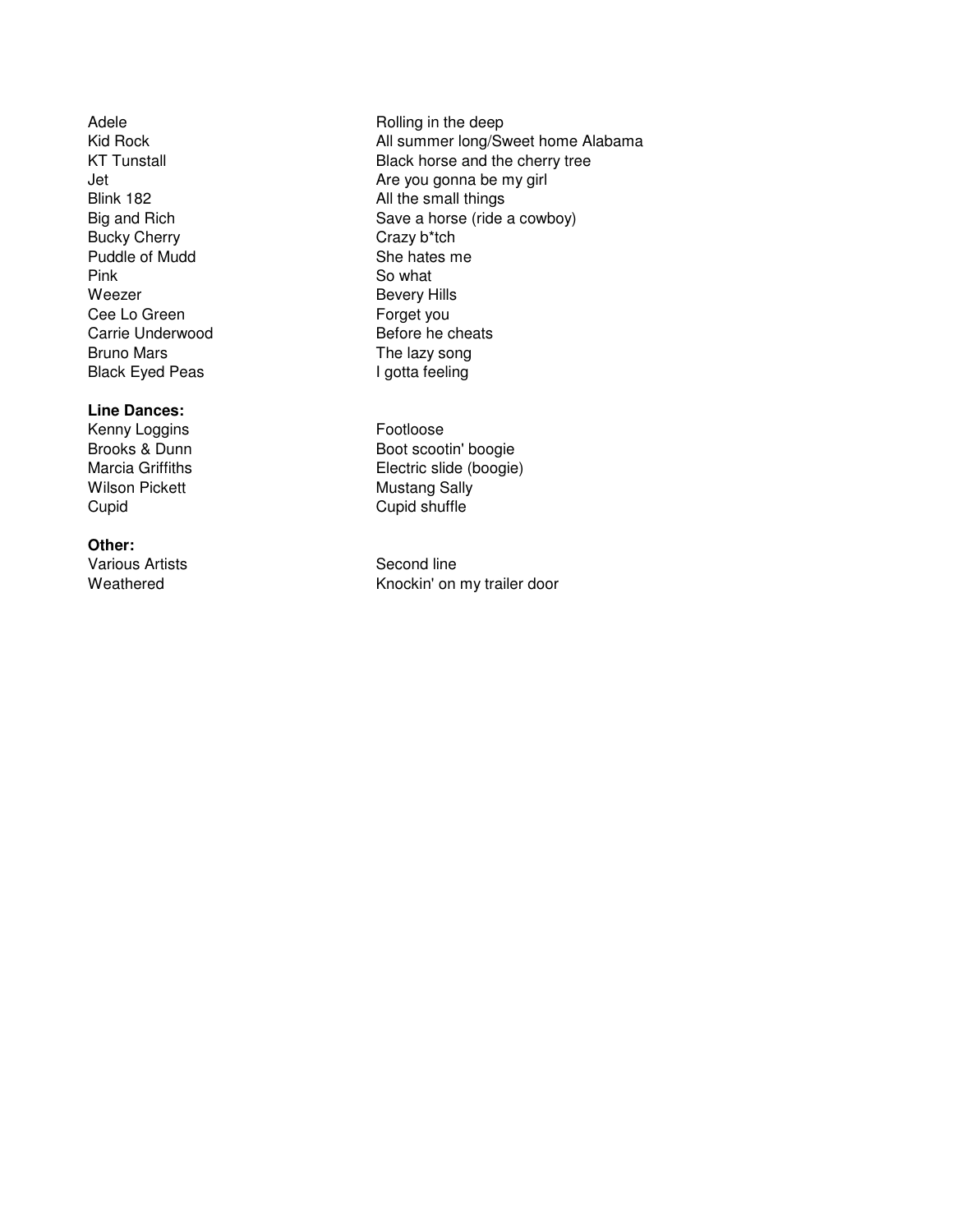| | |
|---|---|
| Adele | Rolling in the deep |
| Kid Rock | All summer long/Sweet home Alabama |
| KT Tunstall | Black horse and the cherry tree |
| Jet | Are you gonna be my girl |
| Blink 182 | All the small things |
| Big and Rich | Save a horse (ride a cowboy) |
| Bucky Cherry | Crazy b*tch |
| Puddle of Mudd | She hates me |
| Pink | So what |
| Weezer | Bevery Hills |
| Cee Lo Green | Forget you |
| Carrie Underwood | Before he cheats |
| Bruno Mars | The lazy song |
| Black Eyed Peas | I gotta feeling |

**Line Dances:**

| | |
|---|---|
| Kenny Loggins | Footloose |
| Brooks & Dunn | Boot scootin' boogie |
| Marcia Griffiths | Electric slide (boogie) |
| Wilson Pickett | Mustang Sally |
| Cupid | Cupid shuffle |

**Other:**

| | |
|---|---|
| Various Artists | Second line |
| Weathered | Knockin' on my trailer door |